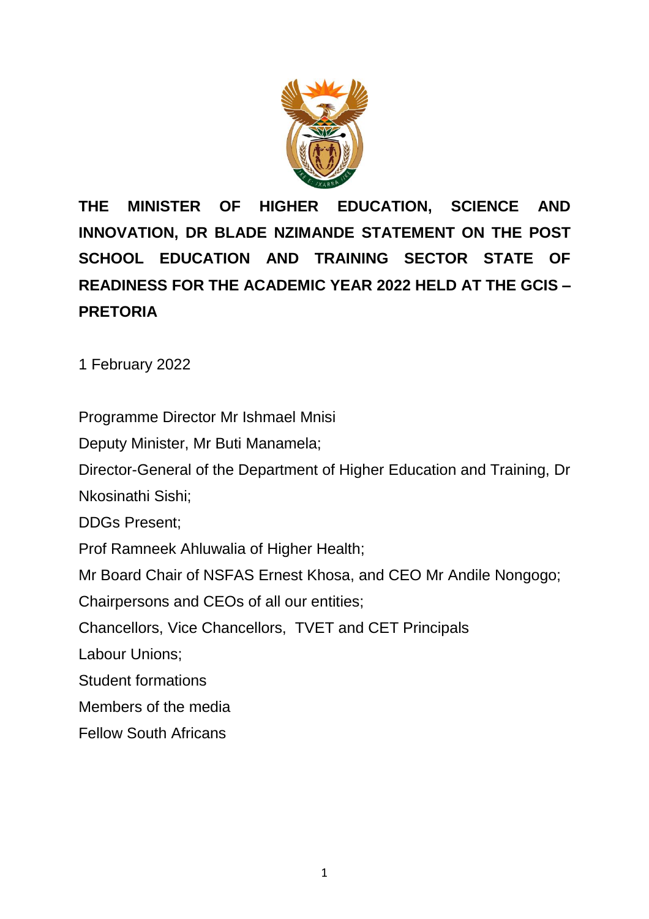# THE MINISTER OF HIGHER EDUCATION, SCIENCE AND INNOVATION, DR BLADE NZIMANDE STATEMENT ON THE POST SCHOOL EDUCATION AND TRAINING SECTOR STATE OF READINESS FOR THE ACADEMIC YEAR 2022 HELD AT THE GCIS – PRETORIA

1 February 2022

Programme Director Mr Ishmael Mnisi

Deputy Minister, Mr Buti Manamela;

Director-General of the Department of Higher Education and Training, Dr Nkosinathi Sishi;

DDGs Present;

Prof Ramneek Ahluwalia of Higher Health;

Mr Board Chair of NSFAS Ernest Khosa, and CEO Mr Andile Nongogo;

Chairpersons and CEOs of all our entities;

Chancellors, Vice Chancellors, TVET and CET Principals

Labour Unions;

Student formations

Members of the media

Fellow South Africans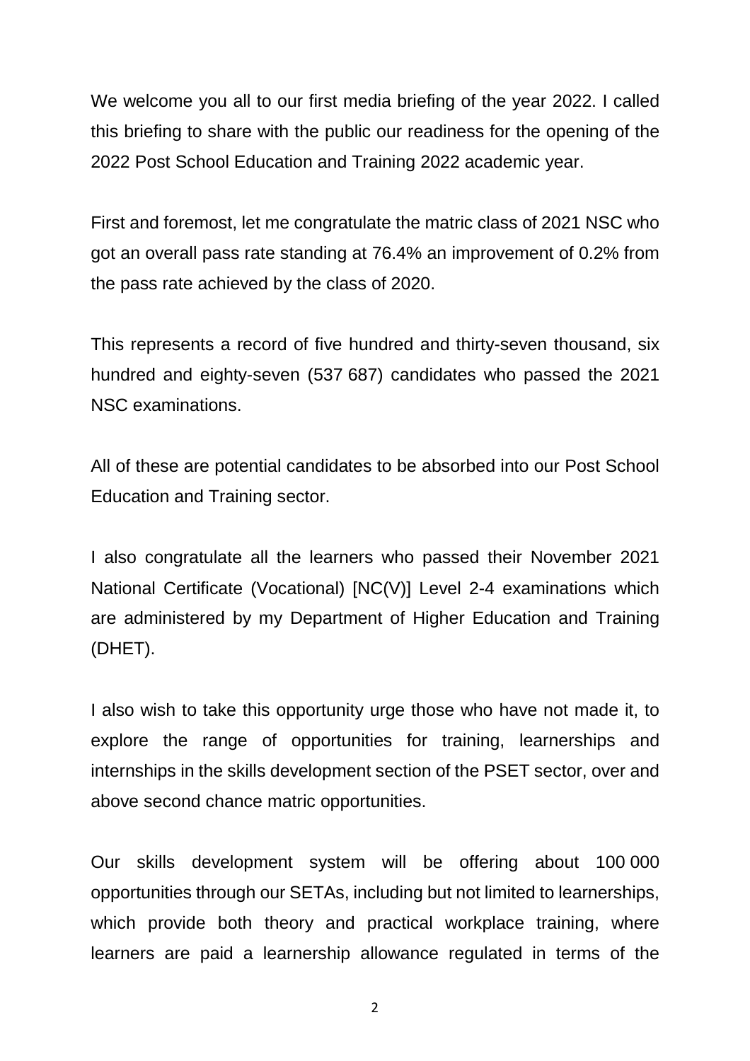We welcome you all to our first media briefing of the year 2022. I called this briefing to share with the public our readiness for the opening of the 2022 Post School Education and Training 2022 academic year.

First and foremost, let me congratulate the matric class of 2021 NSC who got an overall pass rate standing at 76.4% an improvement of 0.2% from the pass rate achieved by the class of 2020.

This represents a record of five hundred and thirty-seven thousand, six hundred and eighty-seven (537 687) candidates who passed the 2021 NSC examinations.

All of these are potential candidates to be absorbed into our Post School Education and Training sector.

I also congratulate all the learners who passed their November 2021 National Certificate (Vocational) [NC(V)] Level 2-4 examinations which are administered by my Department of Higher Education and Training (DHET).

I also wish to take this opportunity urge those who have not made it, to explore the range of opportunities for training, learnerships and internships in the skills development section of the PSET sector, over and above second chance matric opportunities.

Our skills development system will be offering about 100 000 opportunities through our SETAs, including but not limited to learnerships, which provide both theory and practical workplace training, where learners are paid a learnership allowance regulated in terms of the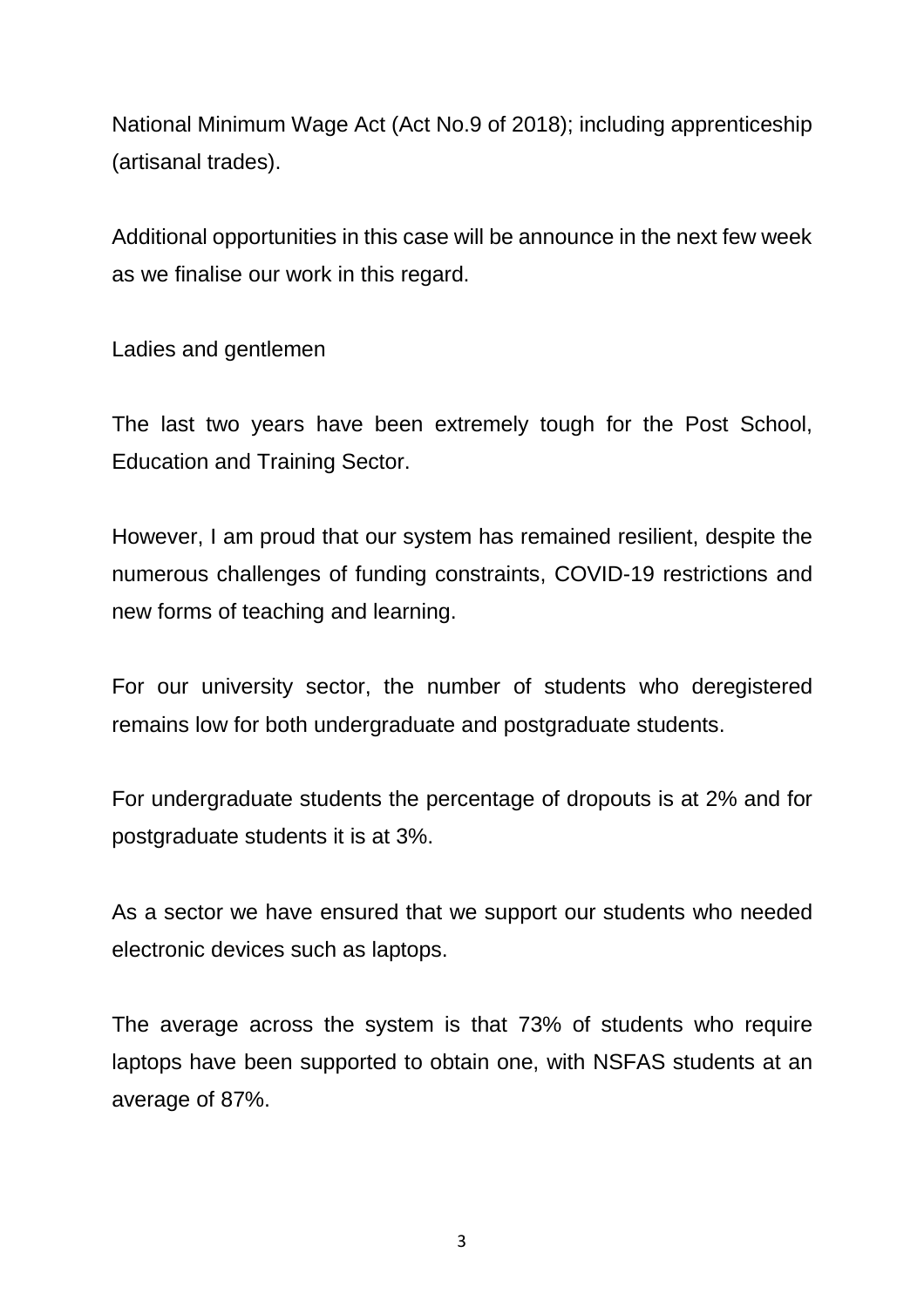National Minimum Wage Act (Act No.9 of 2018); including apprenticeship (artisanal trades).

Additional opportunities in this case will be announce in the next few week as we finalise our work in this regard.

Ladies and gentlemen

The last two years have been extremely tough for the Post School, Education and Training Sector.

However, I am proud that our system has remained resilient, despite the numerous challenges of funding constraints, COVID-19 restrictions and new forms of teaching and learning.

For our university sector, the number of students who deregistered remains low for both undergraduate and postgraduate students.

For undergraduate students the percentage of dropouts is at 2% and for postgraduate students it is at 3%.

As a sector we have ensured that we support our students who needed electronic devices such as laptops.

The average across the system is that 73% of students who require laptops have been supported to obtain one, with NSFAS students at an average of 87%.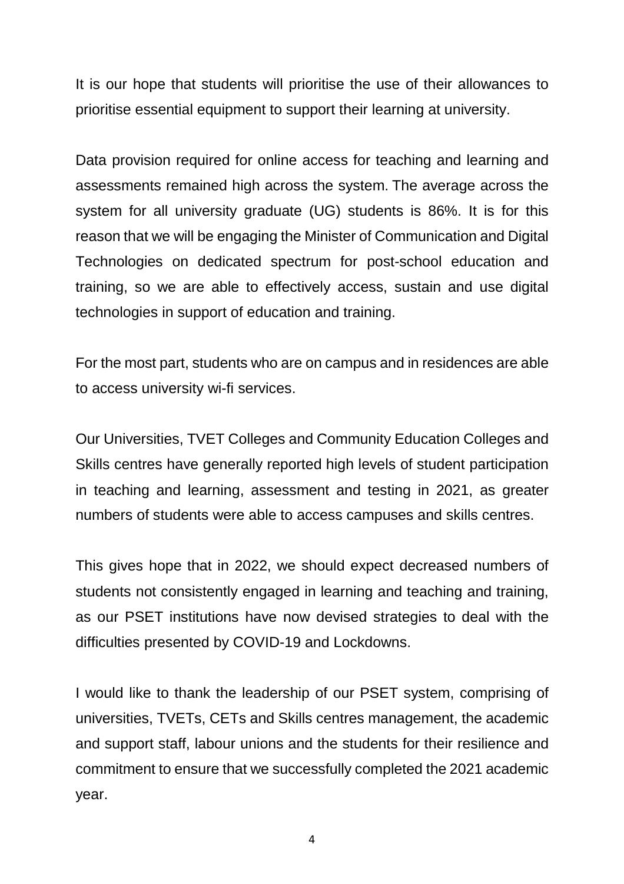It is our hope that students will prioritise the use of their allowances to prioritise essential equipment to support their learning at university.

Data provision required for online access for teaching and learning and assessments remained high across the system. The average across the system for all university graduate (UG) students is 86%. It is for this reason that we will be engaging the Minister of Communication and Digital Technologies on dedicated spectrum for post-school education and training, so we are able to effectively access, sustain and use digital technologies in support of education and training.

For the most part, students who are on campus and in residences are able to access university wi-fi services.

Our Universities, TVET Colleges and Community Education Colleges and Skills centres have generally reported high levels of student participation in teaching and learning, assessment and testing in 2021, as greater numbers of students were able to access campuses and skills centres.

This gives hope that in 2022, we should expect decreased numbers of students not consistently engaged in learning and teaching and training, as our PSET institutions have now devised strategies to deal with the difficulties presented by COVID-19 and Lockdowns.

I would like to thank the leadership of our PSET system, comprising of universities, TVETs, CETs and Skills centres management, the academic and support staff, labour unions and the students for their resilience and commitment to ensure that we successfully completed the 2021 academic year.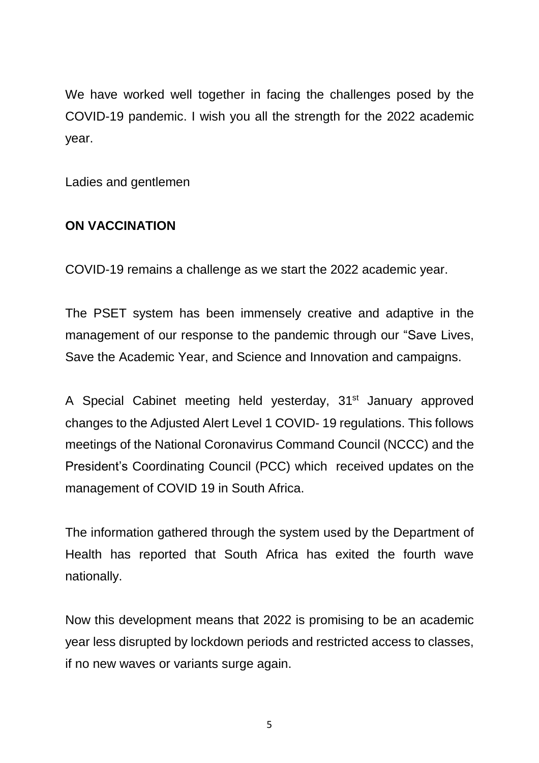We have worked well together in facing the challenges posed by the COVID-19 pandemic. I wish you all the strength for the 2022 academic year.

Ladies and gentlemen

**ON VACCINATION**

COVID-19 remains a challenge as we start the 2022 academic year.

The PSET system has been immensely creative and adaptive in the management of our response to the pandemic through our "Save Lives, Save the Academic Year, and Science and Innovation and campaigns.

A Special Cabinet meeting held yesterday, 31st January approved changes to the Adjusted Alert Level 1 COVID- 19 regulations. This follows meetings of the National Coronavirus Command Council (NCCC) and the President's Coordinating Council (PCC) which received updates on the management of COVID 19 in South Africa.

The information gathered through the system used by the Department of Health has reported that South Africa has exited the fourth wave nationally.

Now this development means that 2022 is promising to be an academic year less disrupted by lockdown periods and restricted access to classes, if no new waves or variants surge again.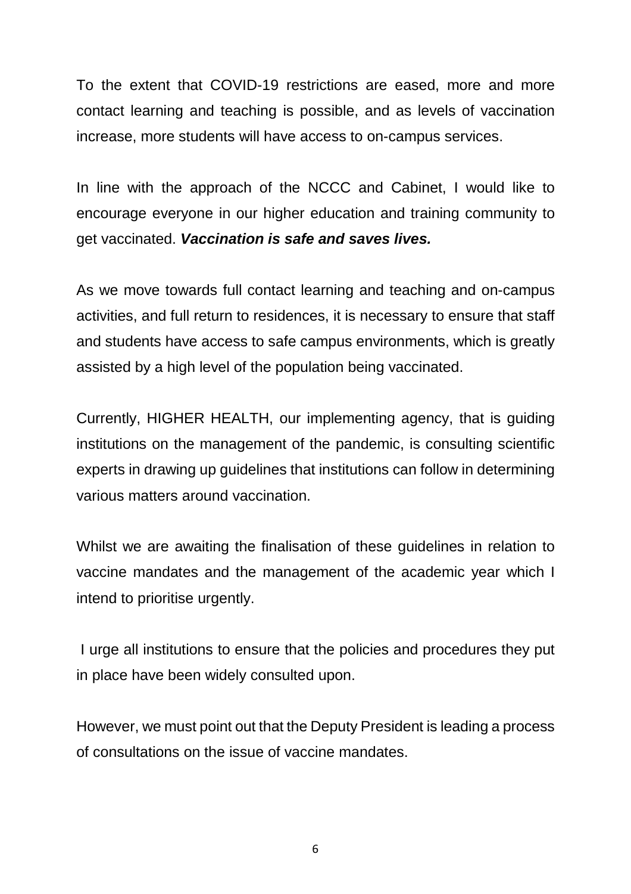To the extent that COVID-19 restrictions are eased, more and more contact learning and teaching is possible, and as levels of vaccination increase, more students will have access to on-campus services.

In line with the approach of the NCCC and Cabinet, I would like to encourage everyone in our higher education and training community to get vaccinated. ***Vaccination is safe and saves lives.***

As we move towards full contact learning and teaching and on-campus activities, and full return to residences, it is necessary to ensure that staff and students have access to safe campus environments, which is greatly assisted by a high level of the population being vaccinated.

Currently, HIGHER HEALTH, our implementing agency, that is guiding institutions on the management of the pandemic, is consulting scientific experts in drawing up guidelines that institutions can follow in determining various matters around vaccination.

Whilst we are awaiting the finalisation of these guidelines in relation to vaccine mandates and the management of the academic year which I intend to prioritise urgently.

I urge all institutions to ensure that the policies and procedures they put in place have been widely consulted upon.

However, we must point out that the Deputy President is leading a process of consultations on the issue of vaccine mandates.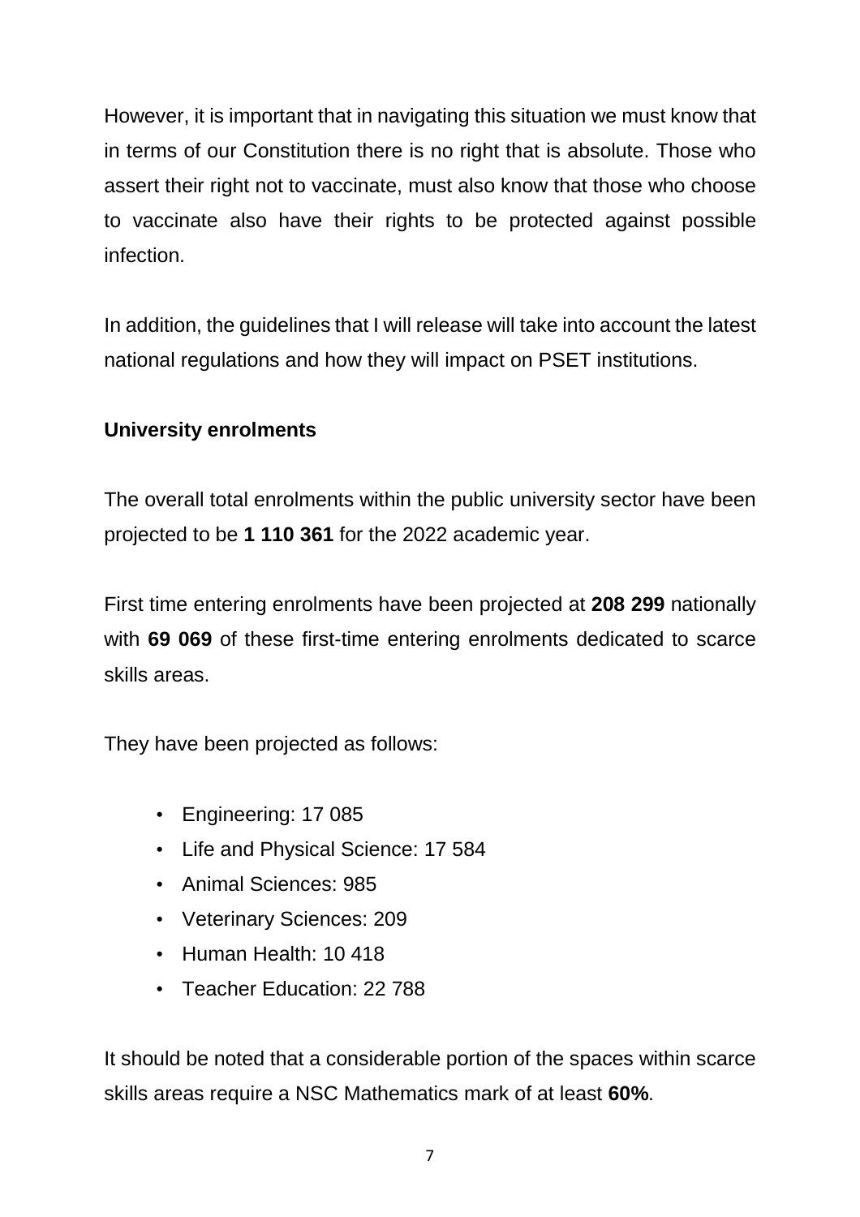However, it is important that in navigating this situation we must know that in terms of our Constitution there is no right that is absolute. Those who assert their right not to vaccinate, must also know that those who choose to vaccinate also have their rights to be protected against possible infection.

In addition, the guidelines that I will release will take into account the latest national regulations and how they will impact on PSET institutions.

**University enrolments**

The overall total enrolments within the public university sector have been projected to be **1 110 361** for the 2022 academic year.

First time entering enrolments have been projected at **208 299** nationally with **69 069** of these first-time entering enrolments dedicated to scarce skills areas.

They have been projected as follows:

- Engineering: 17 085
- Life and Physical Science: 17 584
- Animal Sciences: 985
- Veterinary Sciences: 209
- Human Health: 10 418
- Teacher Education: 22 788

It should be noted that a considerable portion of the spaces within scarce skills areas require a NSC Mathematics mark of at least **60%**.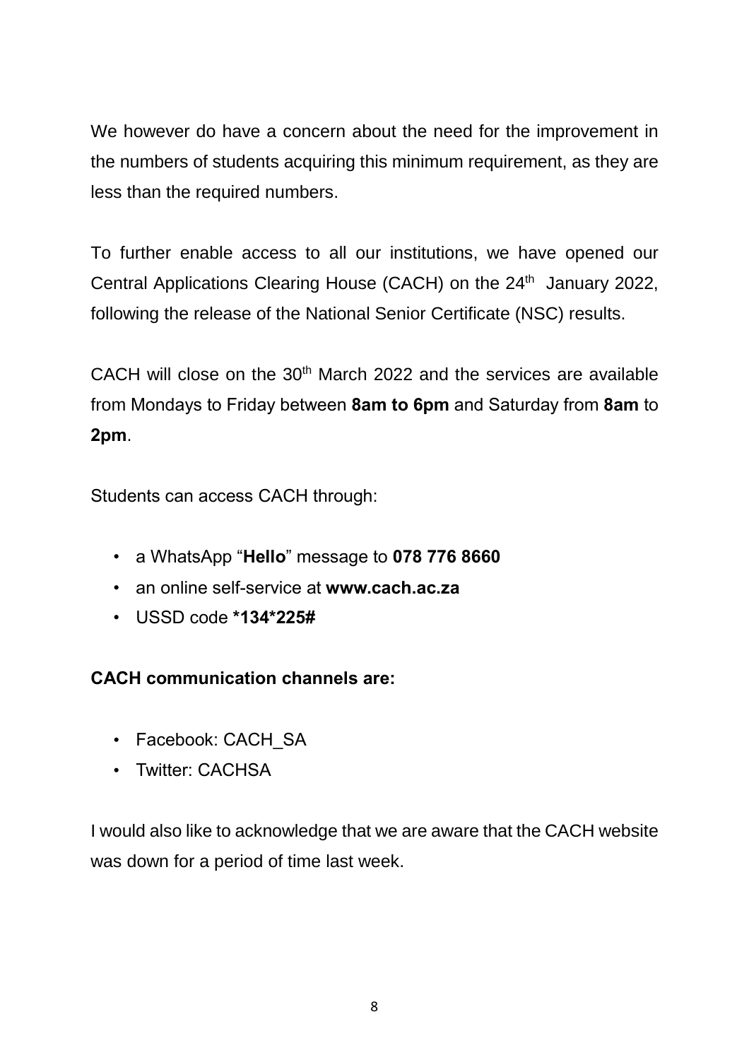We however do have a concern about the need for the improvement in the numbers of students acquiring this minimum requirement, as they are less than the required numbers.

To further enable access to all our institutions, we have opened our Central Applications Clearing House (CACH) on the 24th January 2022, following the release of the National Senior Certificate (NSC) results.

CACH will close on the 30th March 2022 and the services are available from Mondays to Friday between **8am to 6pm** and Saturday from **8am** to **2pm**.

Students can access CACH through:

- a WhatsApp "**Hello**" message to **078 776 8660**
- an online self-service at **www.cach.ac.za**
- USSD code ***134*225#**

**CACH communication channels are:**

- Facebook: CACH_SA
- Twitter: CACHSA

I would also like to acknowledge that we are aware that the CACH website was down for a period of time last week.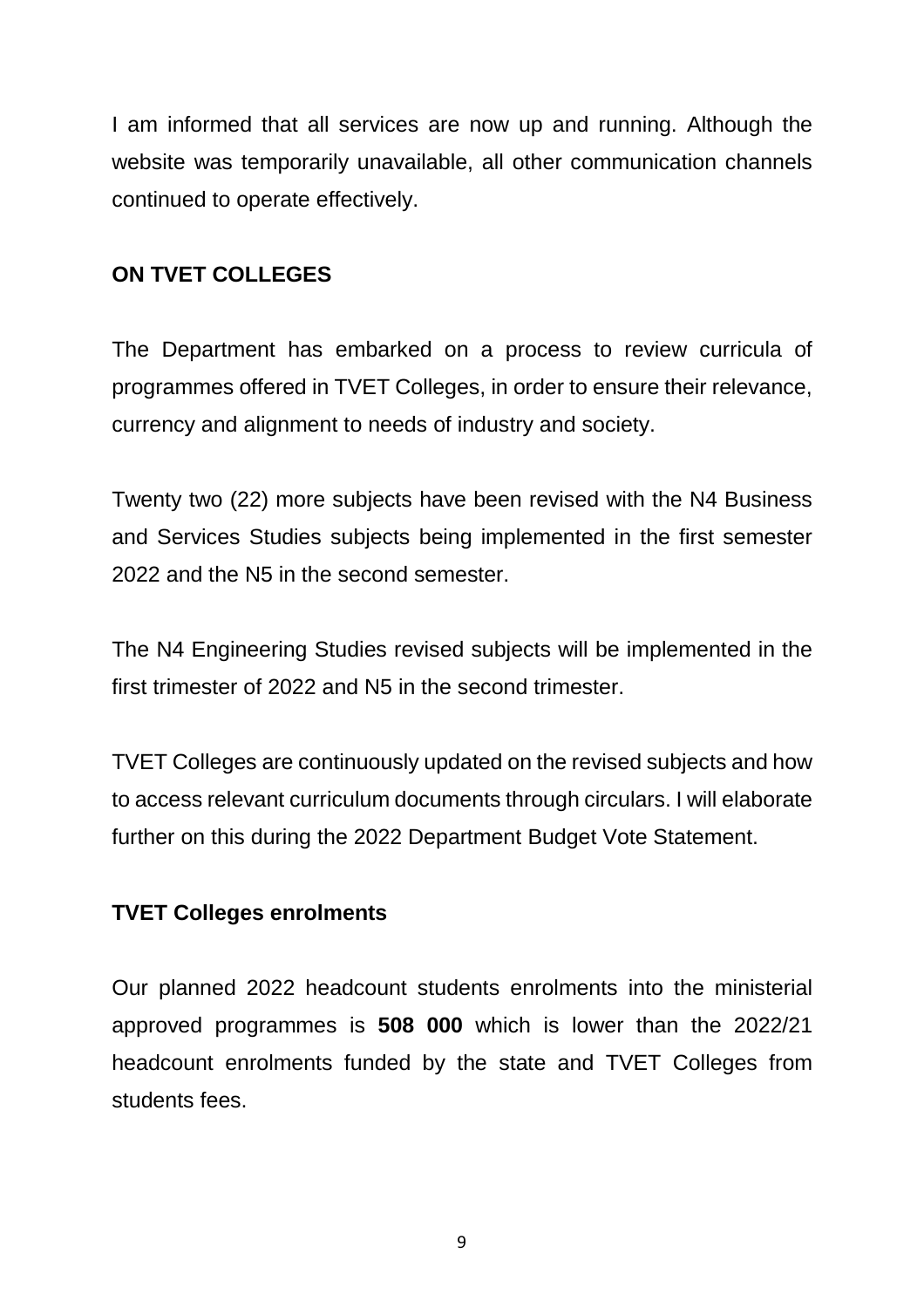I am informed that all services are now up and running. Although the website was temporarily unavailable, all other communication channels continued to operate effectively.

## ON TVET COLLEGES

The Department has embarked on a process to review curricula of programmes offered in TVET Colleges, in order to ensure their relevance, currency and alignment to needs of industry and society.

Twenty two (22) more subjects have been revised with the N4 Business and Services Studies subjects being implemented in the first semester 2022 and the N5 in the second semester.

The N4 Engineering Studies revised subjects will be implemented in the first trimester of 2022 and N5 in the second trimester.

TVET Colleges are continuously updated on the revised subjects and how to access relevant curriculum documents through circulars. I will elaborate further on this during the 2022 Department Budget Vote Statement.

### TVET Colleges enrolments

Our planned 2022 headcount students enrolments into the ministerial approved programmes is **508 000** which is lower than the 2022/21 headcount enrolments funded by the state and TVET Colleges from students fees.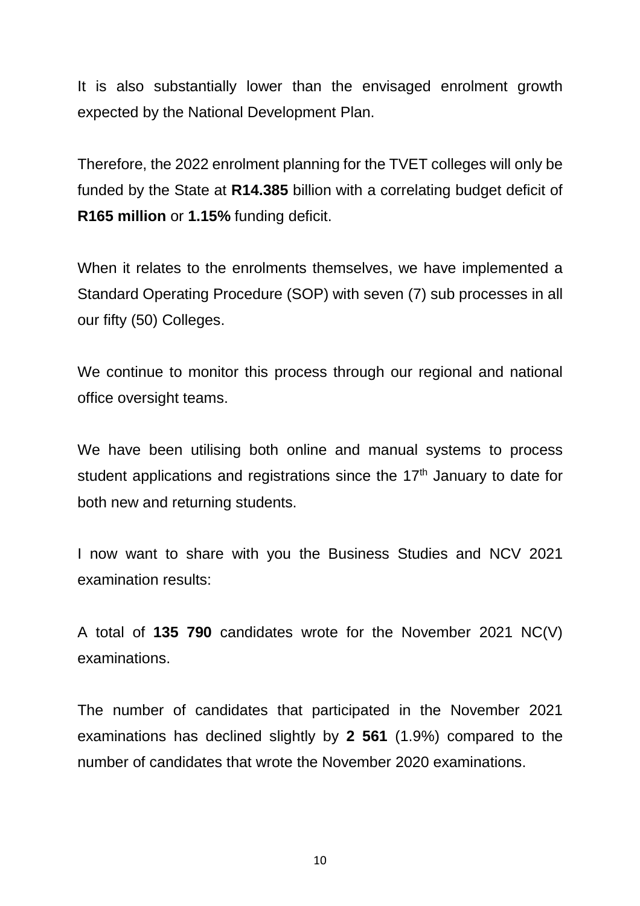It is also substantially lower than the envisaged enrolment growth expected by the National Development Plan.

Therefore, the 2022 enrolment planning for the TVET colleges will only be funded by the State at **R14.385** billion with a correlating budget deficit of **R165 million** or **1.15%** funding deficit.

When it relates to the enrolments themselves, we have implemented a Standard Operating Procedure (SOP) with seven (7) sub processes in all our fifty (50) Colleges.

We continue to monitor this process through our regional and national office oversight teams.

We have been utilising both online and manual systems to process student applications and registrations since the 17th January to date for both new and returning students.

I now want to share with you the Business Studies and NCV 2021 examination results:

A total of **135 790** candidates wrote for the November 2021 NC(V) examinations.

The number of candidates that participated in the November 2021 examinations has declined slightly by **2 561** (1.9%) compared to the number of candidates that wrote the November 2020 examinations.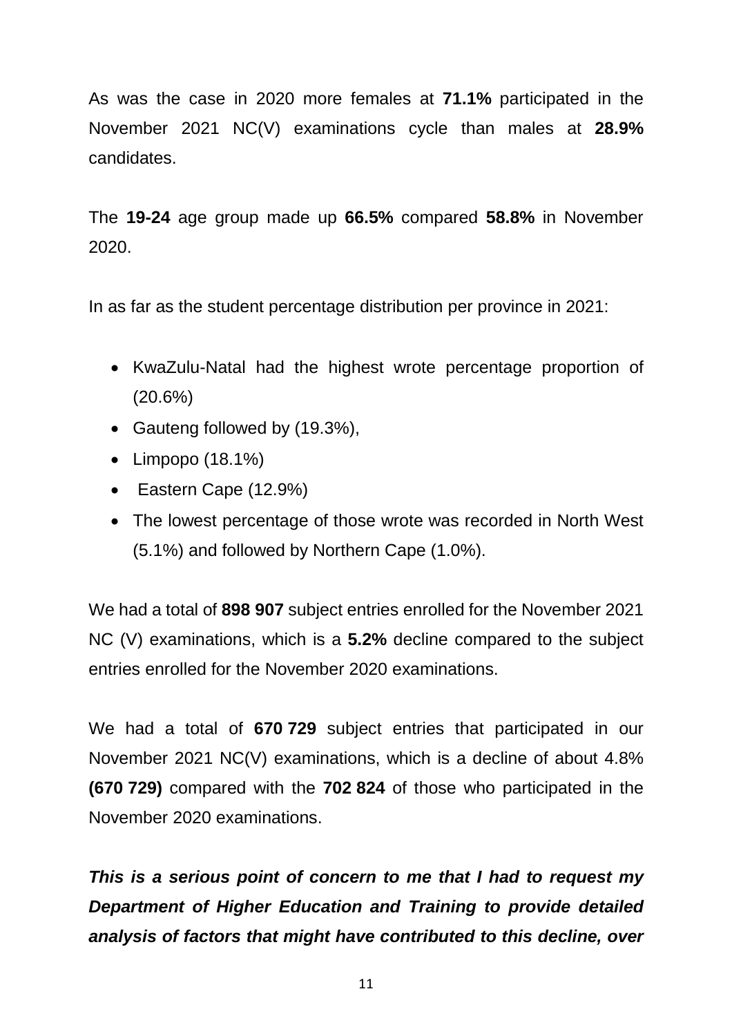As was the case in 2020 more females at **71.1%** participated in the November 2021 NC(V) examinations cycle than males at **28.9%** candidates.

The **19-24** age group made up **66.5%** compared **58.8%** in November 2020.

In as far as the student percentage distribution per province in 2021:

- KwaZulu-Natal had the highest wrote percentage proportion of (20.6%)
- Gauteng followed by (19.3%),
- Limpopo (18.1%)
- Eastern Cape (12.9%)
- The lowest percentage of those wrote was recorded in North West (5.1%) and followed by Northern Cape (1.0%).

We had a total of **898 907** subject entries enrolled for the November 2021 NC (V) examinations, which is a **5.2%** decline compared to the subject entries enrolled for the November 2020 examinations.

We had a total of **670 729** subject entries that participated in our November 2021 NC(V) examinations, which is a decline of about 4.8% **(670 729)** compared with the **702 824** of those who participated in the November 2020 examinations.

***This is a serious point of concern to me that I had to request my Department of Higher Education and Training to provide detailed analysis of factors that might have contributed to this decline, over***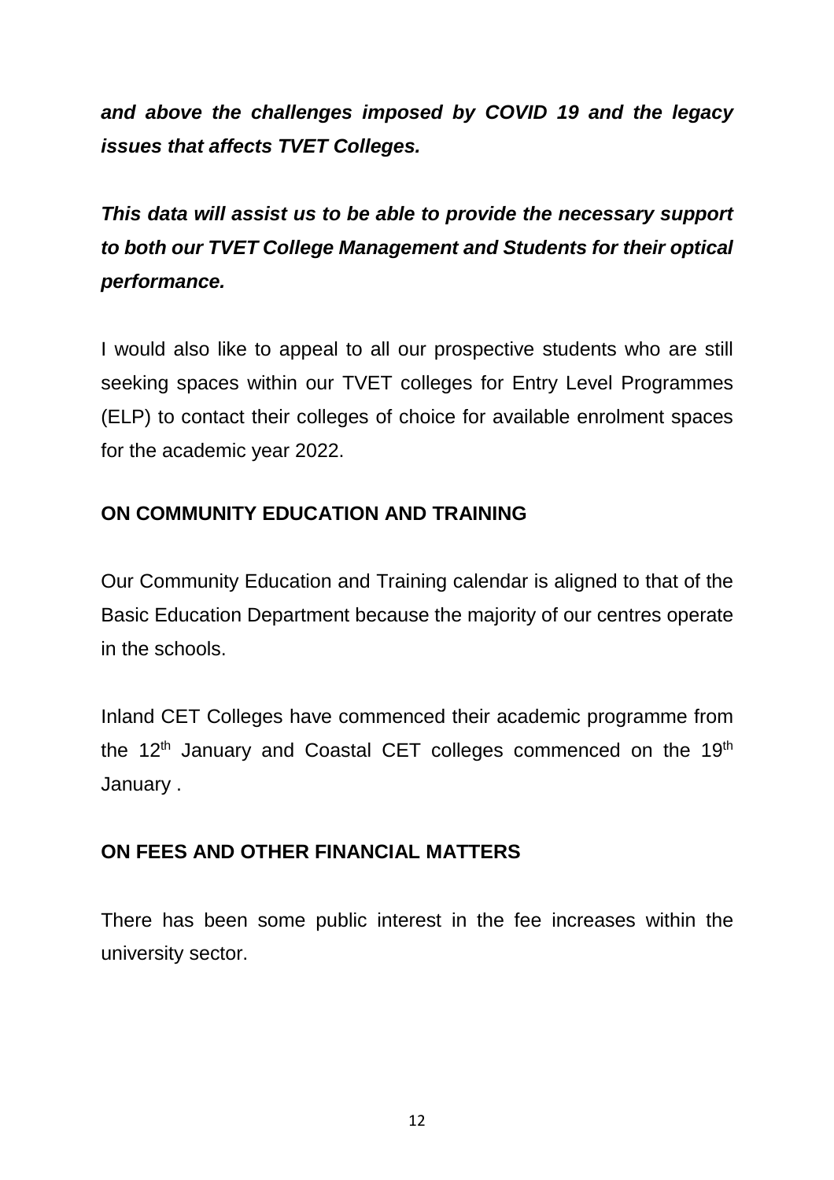***and above the challenges imposed by COVID 19 and the legacy issues that affects TVET Colleges.***

***This data will assist us to be able to provide the necessary support to both our TVET College Management and Students for their optical performance.***

I would also like to appeal to all our prospective students who are still seeking spaces within our TVET colleges for Entry Level Programmes (ELP) to contact their colleges of choice for available enrolment spaces for the academic year 2022.

**ON COMMUNITY EDUCATION AND TRAINING**

Our Community Education and Training calendar is aligned to that of the Basic Education Department because the majority of our centres operate in the schools.

Inland CET Colleges have commenced their academic programme from the 12th January and Coastal CET colleges commenced on the 19th January .

**ON FEES AND OTHER FINANCIAL MATTERS**

There has been some public interest in the fee increases within the university sector.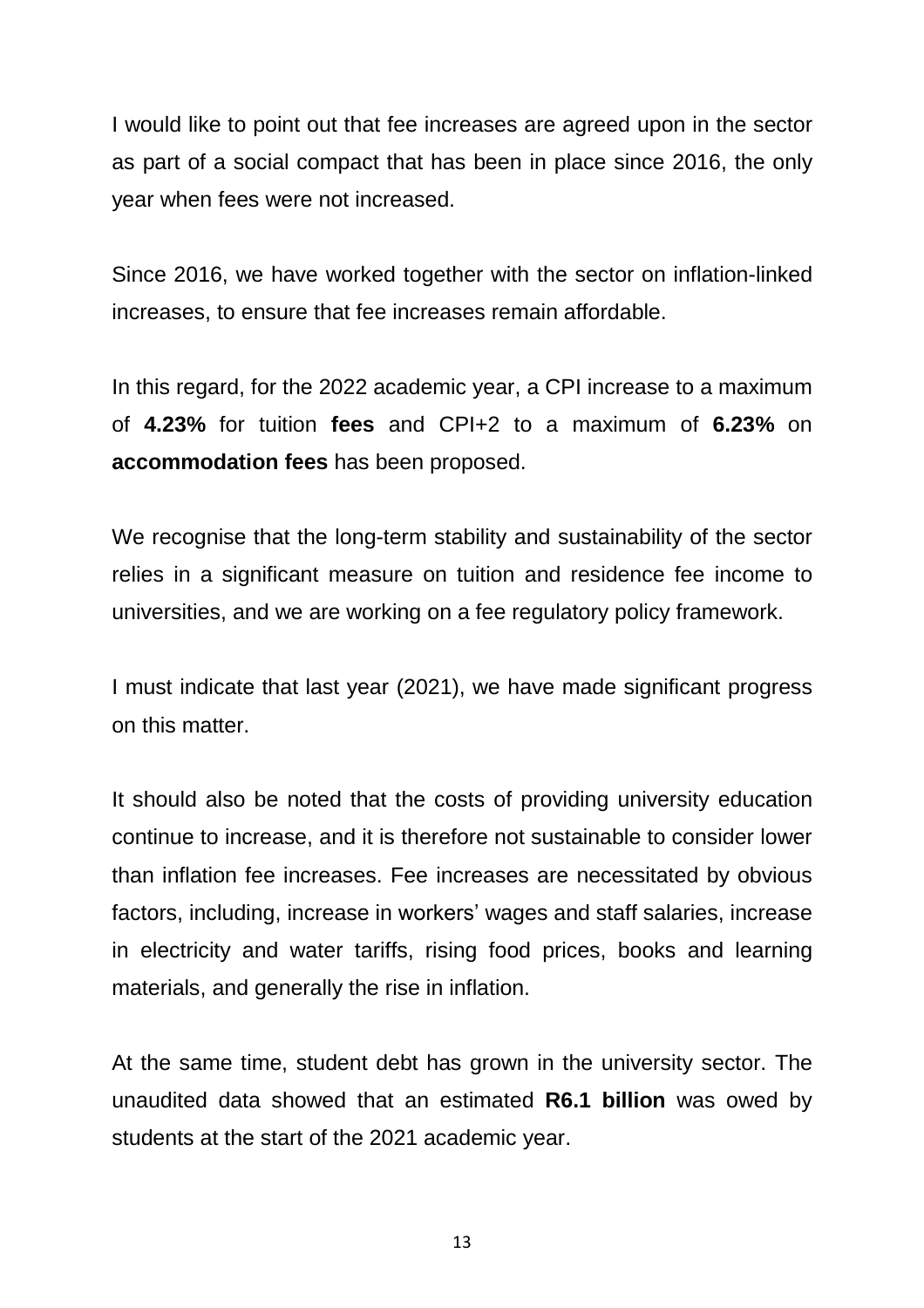I would like to point out that fee increases are agreed upon in the sector as part of a social compact that has been in place since 2016, the only year when fees were not increased.

Since 2016, we have worked together with the sector on inflation-linked increases, to ensure that fee increases remain affordable.

In this regard, for the 2022 academic year, a CPI increase to a maximum of **4.23%** for tuition **fees** and CPI+2 to a maximum of **6.23%** on **accommodation fees** has been proposed.

We recognise that the long-term stability and sustainability of the sector relies in a significant measure on tuition and residence fee income to universities, and we are working on a fee regulatory policy framework.

I must indicate that last year (2021), we have made significant progress on this matter.

It should also be noted that the costs of providing university education continue to increase, and it is therefore not sustainable to consider lower than inflation fee increases. Fee increases are necessitated by obvious factors, including, increase in workers' wages and staff salaries, increase in electricity and water tariffs, rising food prices, books and learning materials, and generally the rise in inflation.

At the same time, student debt has grown in the university sector. The unaudited data showed that an estimated **R6.1 billion** was owed by students at the start of the 2021 academic year.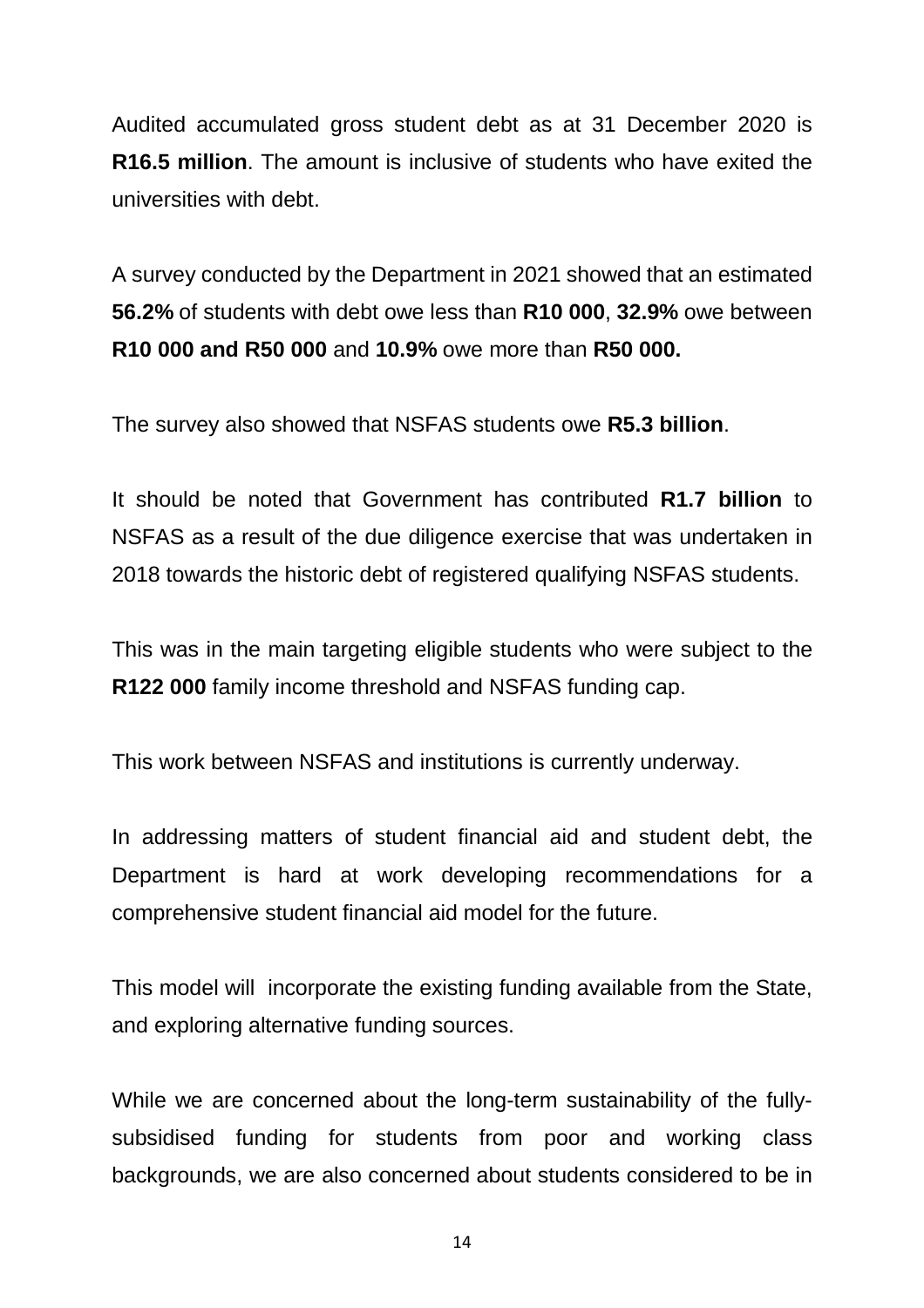Audited accumulated gross student debt as at 31 December 2020 is **R16.5 million**. The amount is inclusive of students who have exited the universities with debt.

A survey conducted by the Department in 2021 showed that an estimated **56.2%** of students with debt owe less than **R10 000**, **32.9%** owe between **R10 000 and R50 000** and **10.9%** owe more than **R50 000.**

The survey also showed that NSFAS students owe **R5.3 billion**.

It should be noted that Government has contributed **R1.7 billion** to NSFAS as a result of the due diligence exercise that was undertaken in 2018 towards the historic debt of registered qualifying NSFAS students.

This was in the main targeting eligible students who were subject to the **R122 000** family income threshold and NSFAS funding cap.

This work between NSFAS and institutions is currently underway.

In addressing matters of student financial aid and student debt, the Department is hard at work developing recommendations for a comprehensive student financial aid model for the future.

This model will incorporate the existing funding available from the State, and exploring alternative funding sources.

While we are concerned about the long-term sustainability of the fully-subsidised funding for students from poor and working class backgrounds, we are also concerned about students considered to be in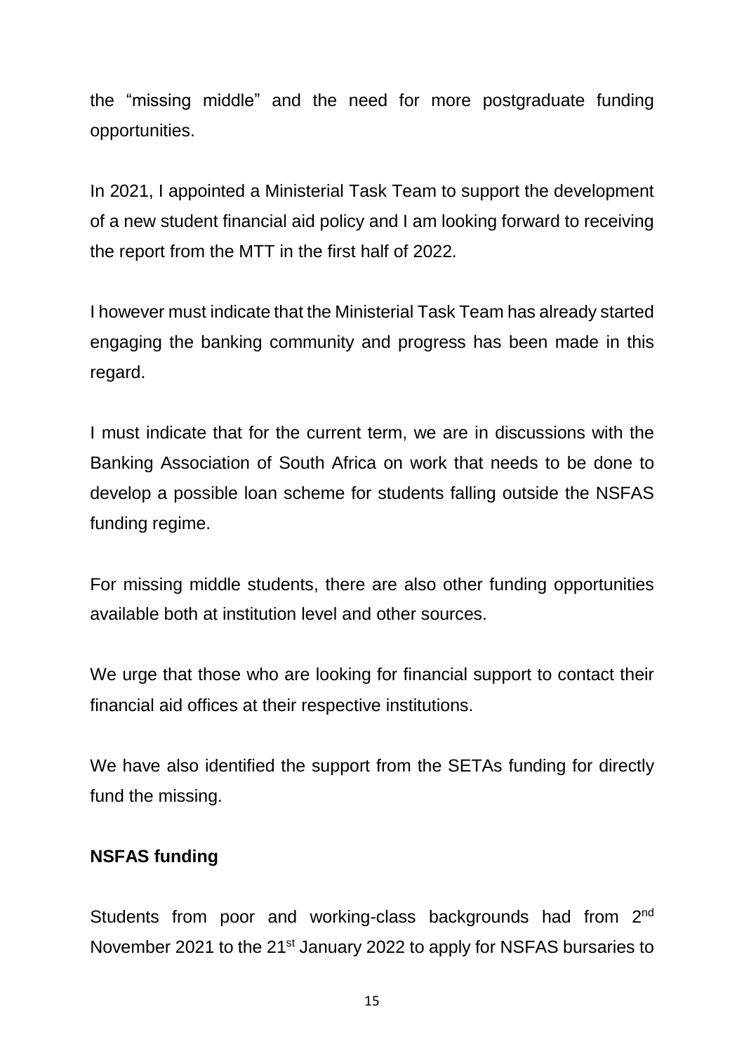the "missing middle" and the need for more postgraduate funding opportunities.

In 2021, I appointed a Ministerial Task Team to support the development of a new student financial aid policy and I am looking forward to receiving the report from the MTT in the first half of 2022.

I however must indicate that the Ministerial Task Team has already started engaging the banking community and progress has been made in this regard.

I must indicate that for the current term, we are in discussions with the Banking Association of South Africa on work that needs to be done to develop a possible loan scheme for students falling outside the NSFAS funding regime.

For missing middle students, there are also other funding opportunities available both at institution level and other sources.

We urge that those who are looking for financial support to contact their financial aid offices at their respective institutions.

We have also identified the support from the SETAs funding for directly fund the missing.

**NSFAS funding**

Students from poor and working-class backgrounds had from 2nd November 2021 to the 21st January 2022 to apply for NSFAS bursaries to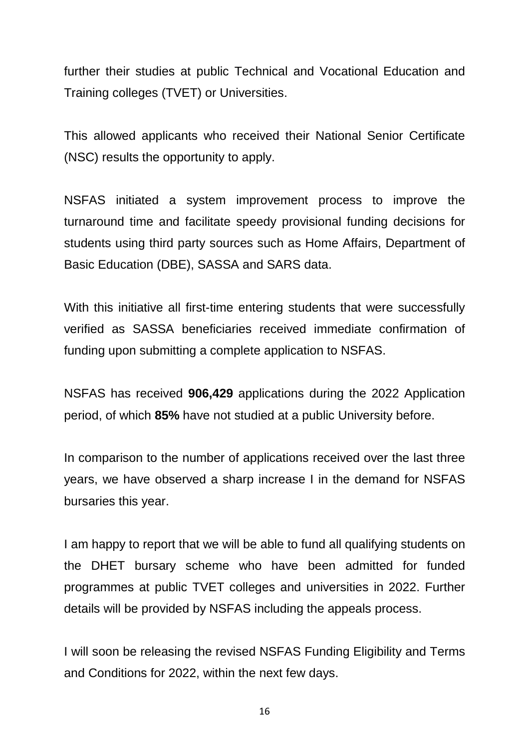further their studies at public Technical and Vocational Education and Training colleges (TVET) or Universities.

This allowed applicants who received their National Senior Certificate (NSC) results the opportunity to apply.

NSFAS initiated a system improvement process to improve the turnaround time and facilitate speedy provisional funding decisions for students using third party sources such as Home Affairs, Department of Basic Education (DBE), SASSA and SARS data.

With this initiative all first-time entering students that were successfully verified as SASSA beneficiaries received immediate confirmation of funding upon submitting a complete application to NSFAS.

NSFAS has received **906,429** applications during the 2022 Application period, of which **85%** have not studied at a public University before.

In comparison to the number of applications received over the last three years, we have observed a sharp increase I in the demand for NSFAS bursaries this year.

I am happy to report that we will be able to fund all qualifying students on the DHET bursary scheme who have been admitted for funded programmes at public TVET colleges and universities in 2022. Further details will be provided by NSFAS including the appeals process.

I will soon be releasing the revised NSFAS Funding Eligibility and Terms and Conditions for 2022, within the next few days.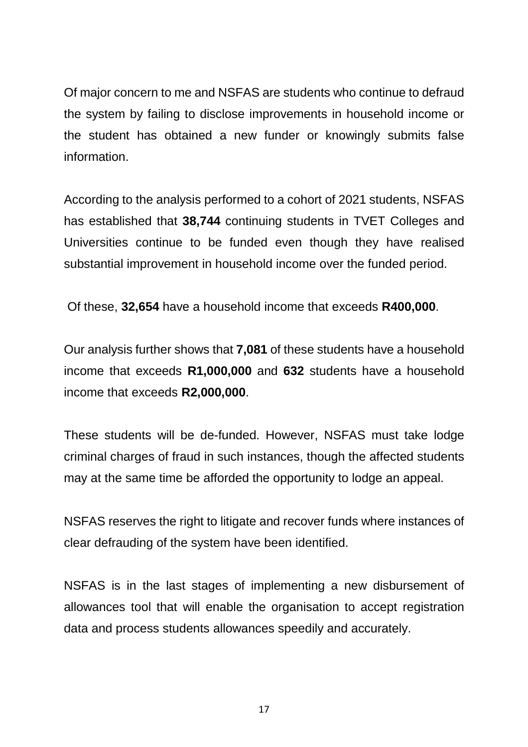Of major concern to me and NSFAS are students who continue to defraud the system by failing to disclose improvements in household income or the student has obtained a new funder or knowingly submits false information.

According to the analysis performed to a cohort of 2021 students, NSFAS has established that **38,744** continuing students in TVET Colleges and Universities continue to be funded even though they have realised substantial improvement in household income over the funded period.

Of these, **32,654** have a household income that exceeds **R400,000**.

Our analysis further shows that **7,081** of these students have a household income that exceeds **R1,000,000** and **632** students have a household income that exceeds **R2,000,000**.

These students will be de-funded. However, NSFAS must take lodge criminal charges of fraud in such instances, though the affected students may at the same time be afforded the opportunity to lodge an appeal.

NSFAS reserves the right to litigate and recover funds where instances of clear defrauding of the system have been identified.

NSFAS is in the last stages of implementing a new disbursement of allowances tool that will enable the organisation to accept registration data and process students allowances speedily and accurately.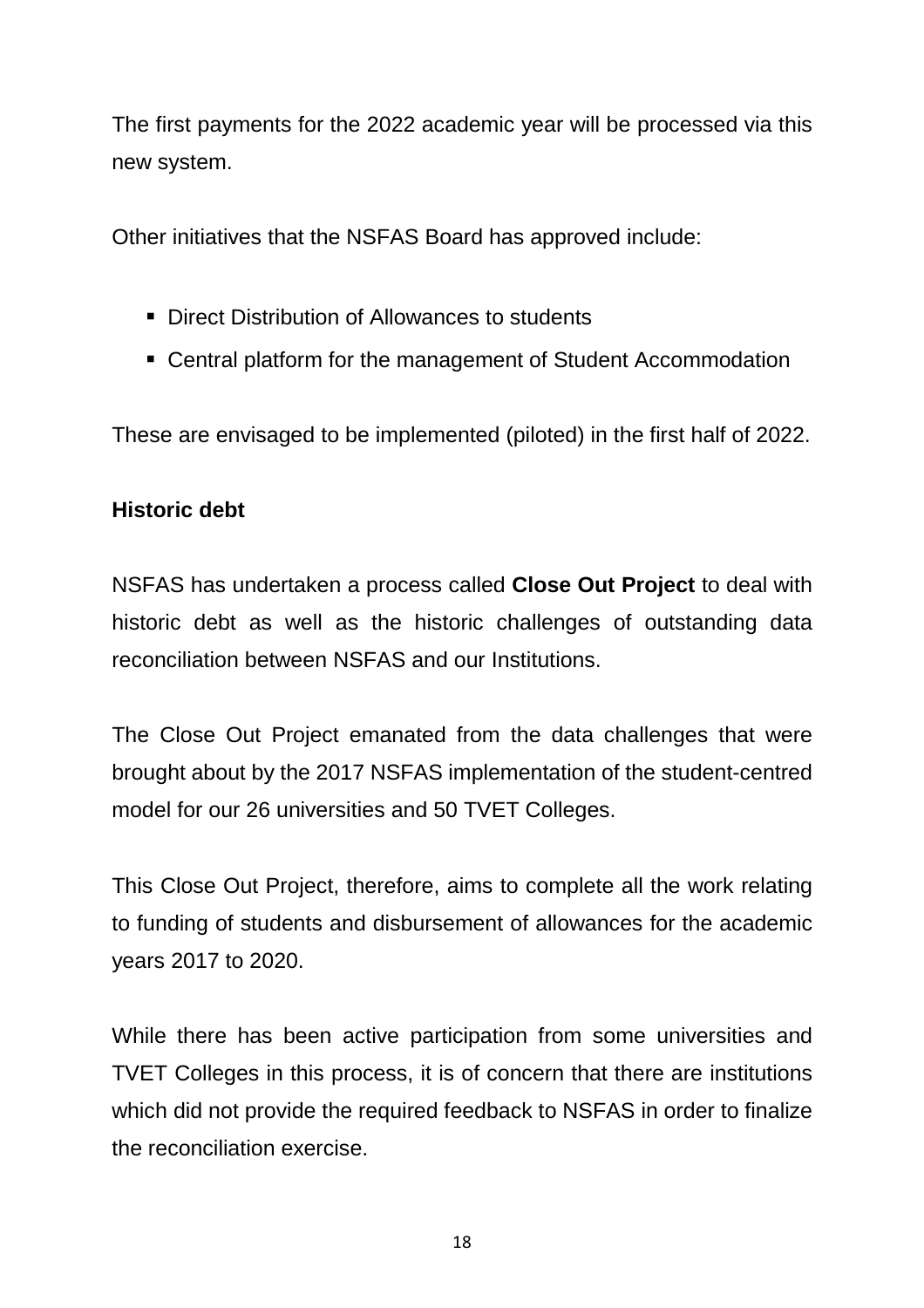The first payments for the 2022 academic year will be processed via this new system.

Other initiatives that the NSFAS Board has approved include:

- Direct Distribution of Allowances to students
- Central platform for the management of Student Accommodation

These are envisaged to be implemented (piloted) in the first half of 2022.

**Historic debt**

NSFAS has undertaken a process called **Close Out Project** to deal with historic debt as well as the historic challenges of outstanding data reconciliation between NSFAS and our Institutions.

The Close Out Project emanated from the data challenges that were brought about by the 2017 NSFAS implementation of the student-centred model for our 26 universities and 50 TVET Colleges.

This Close Out Project, therefore, aims to complete all the work relating to funding of students and disbursement of allowances for the academic years 2017 to 2020.

While there has been active participation from some universities and TVET Colleges in this process, it is of concern that there are institutions which did not provide the required feedback to NSFAS in order to finalize the reconciliation exercise.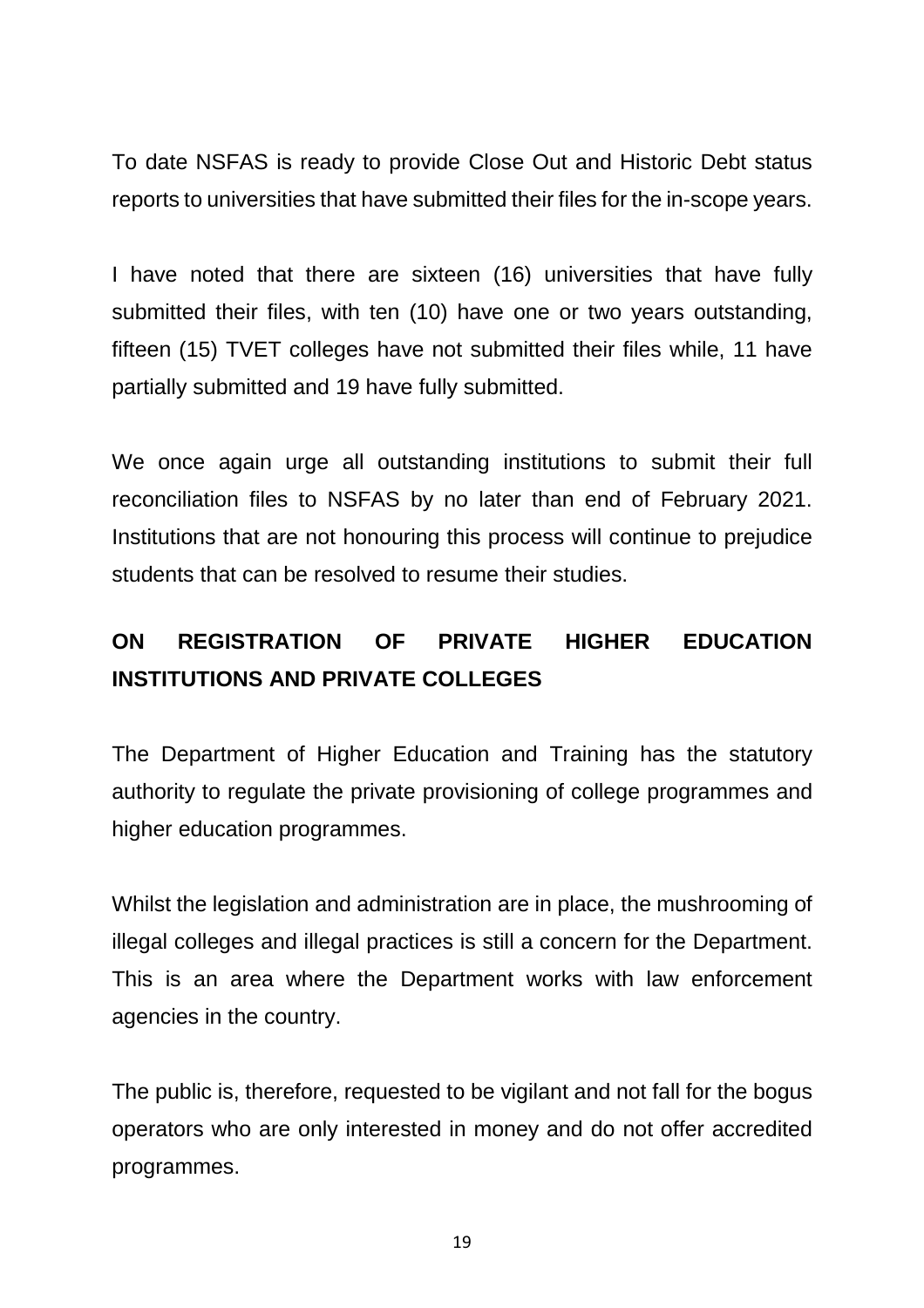To date NSFAS is ready to provide Close Out and Historic Debt status reports to universities that have submitted their files for the in-scope years.

I have noted that there are sixteen (16) universities that have fully submitted their files, with ten (10) have one or two years outstanding, fifteen (15) TVET colleges have not submitted their files while, 11 have partially submitted and 19 have fully submitted.

We once again urge all outstanding institutions to submit their full reconciliation files to NSFAS by no later than end of February 2021. Institutions that are not honouring this process will continue to prejudice students that can be resolved to resume their studies.

**ON REGISTRATION OF PRIVATE HIGHER EDUCATION INSTITUTIONS AND PRIVATE COLLEGES**

The Department of Higher Education and Training has the statutory authority to regulate the private provisioning of college programmes and higher education programmes.

Whilst the legislation and administration are in place, the mushrooming of illegal colleges and illegal practices is still a concern for the Department. This is an area where the Department works with law enforcement agencies in the country.

The public is, therefore, requested to be vigilant and not fall for the bogus operators who are only interested in money and do not offer accredited programmes.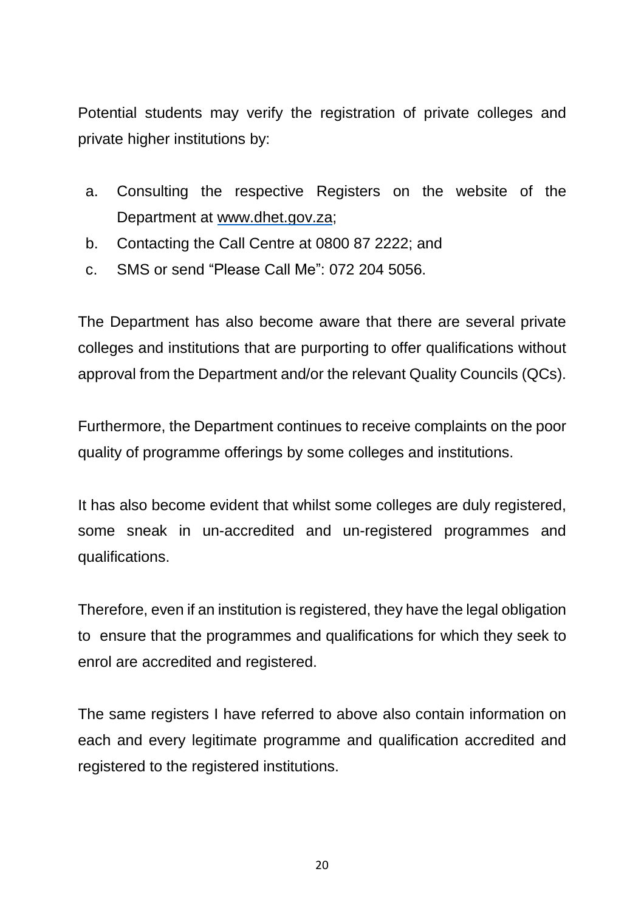Potential students may verify the registration of private colleges and private higher institutions by:

a. Consulting the respective Registers on the website of the Department at www.dhet.gov.za;
b. Contacting the Call Centre at 0800 87 2222; and
c. SMS or send "Please Call Me": 072 204 5056.

The Department has also become aware that there are several private colleges and institutions that are purporting to offer qualifications without approval from the Department and/or the relevant Quality Councils (QCs).

Furthermore, the Department continues to receive complaints on the poor quality of programme offerings by some colleges and institutions.

It has also become evident that whilst some colleges are duly registered, some sneak in un-accredited and un-registered programmes and qualifications.

Therefore, even if an institution is registered, they have the legal obligation to ensure that the programmes and qualifications for which they seek to enrol are accredited and registered.

The same registers I have referred to above also contain information on each and every legitimate programme and qualification accredited and registered to the registered institutions.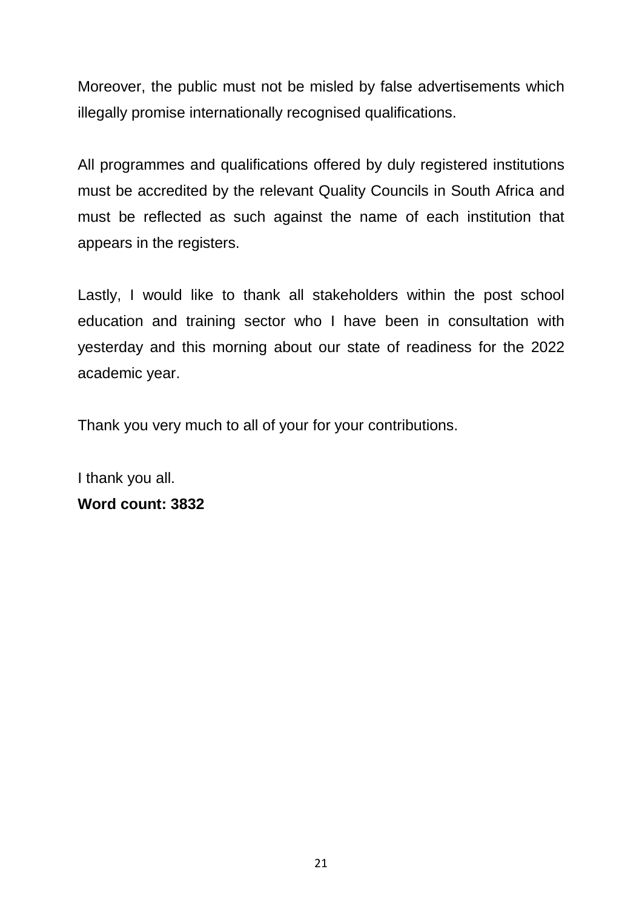Moreover, the public must not be misled by false advertisements which illegally promise internationally recognised qualifications.

All programmes and qualifications offered by duly registered institutions must be accredited by the relevant Quality Councils in South Africa and must be reflected as such against the name of each institution that appears in the registers.

Lastly, I would like to thank all stakeholders within the post school education and training sector who I have been in consultation with yesterday and this morning about our state of readiness for the 2022 academic year.

Thank you very much to all of your for your contributions.

I thank you all.
**Word count: 3832**